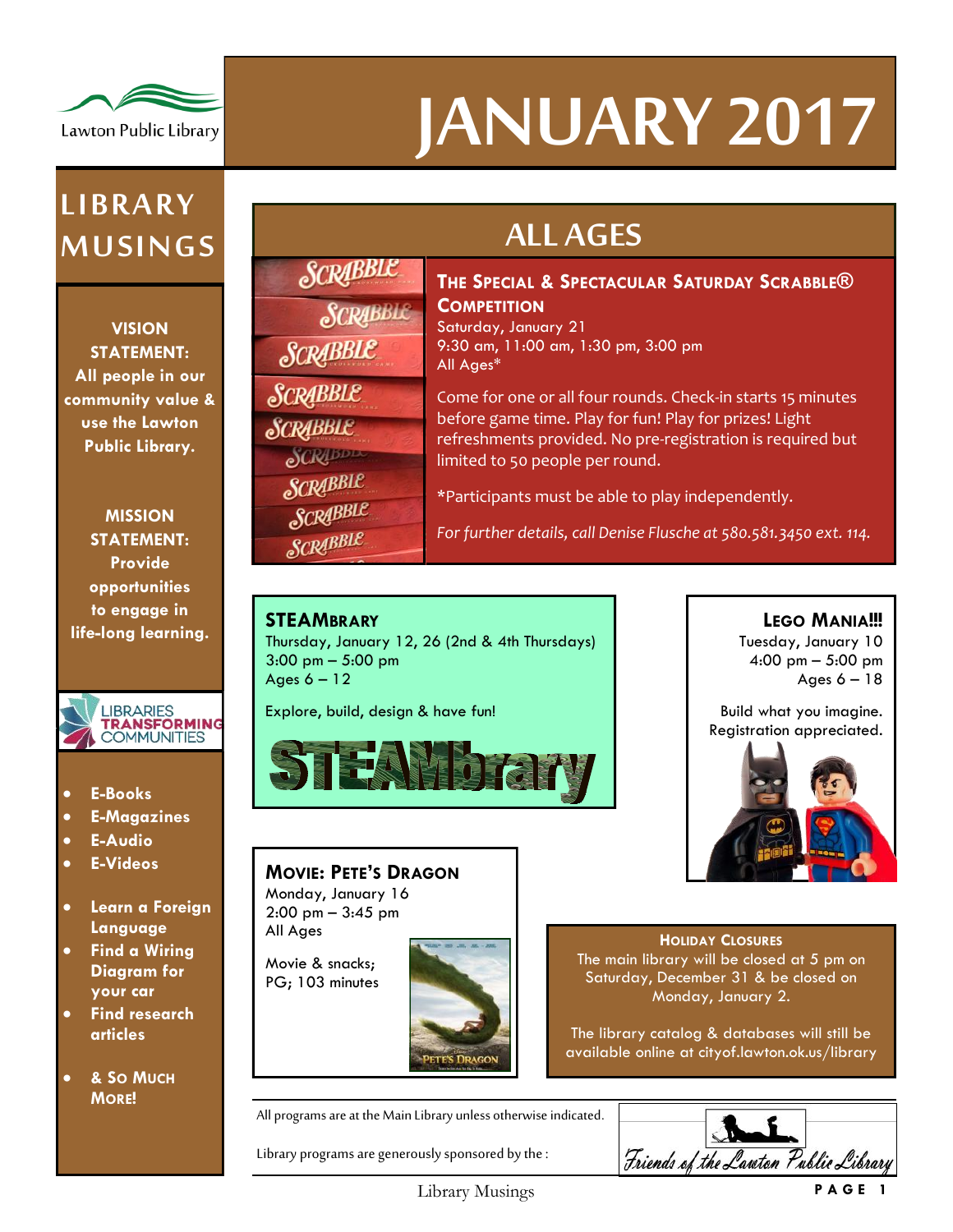Lawton Public Library

# JANUARY 2017

## LIBRARY MUSINGS

**VISION STATEMENT: All people in our community value & use the Lawton Public Library.**

**MISSION STATEMENT: Provide opportunities to engage in life-long learning.**

LIBRARIES TRANSFORMING COMMUNITIES

- **E-Books**
- **E-Magazines**
- **E-Audio**
- **E-Videos**
- **Learn a Foreign Language**
- **Find a Wiring Diagram for your car**
- **Find research articles**
- **& So Much More!**

## ALL AGES

### The Special & Spectacular Saturday Scrabble® Competition

Saturday, January 21
9:30 am, 11:00 am, 1:30 pm, 3:00 pm
All Ages*

Come for one or all four rounds. Check-in starts 15 minutes before game time. Play for fun! Play for prizes! Light refreshments provided. No pre-registration is required but limited to 50 people per round.

*Participants must be able to play independently.

*For further details, call Denise Flusche at 580.581.3450 ext. 114.*

### STEAMbrary

Thursday, January 12, 26 (2nd & 4th Thursdays)
3:00 pm – 5:00 pm
Ages 6 – 12

Explore, build, design & have fun!

STEAMbrary

### Lego Mania!!!

Tuesday, January 10
4:00 pm – 5:00 pm
Ages 6 – 18

Build what you imagine. Registration appreciated.

### Movie: Pete's Dragon

Monday, January 16
2:00 pm – 3:45 pm
All Ages

Movie & snacks; PG; 103 minutes

### Holiday Closures

The main library will be closed at 5 pm on Saturday, December 31 & be closed on Monday, January 2.

The library catalog & databases will still be available online at cityof.lawton.ok.us/library

All programs are at the Main Library unless otherwise indicated.

Library programs are generously sponsored by the : Friends of the Lawton Public Library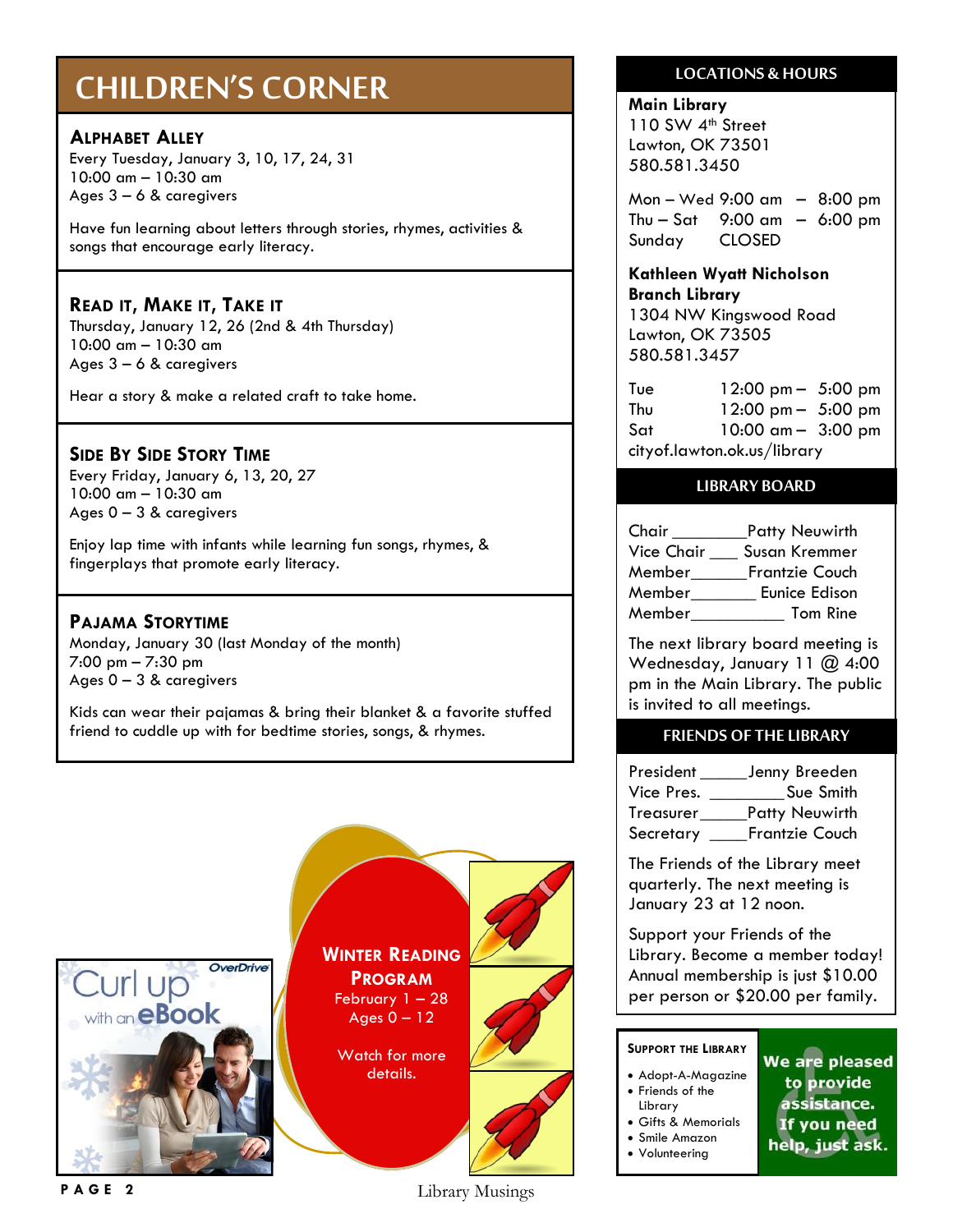# CHILDREN'S CORNER

### Alphabet Alley

Every Tuesday, January 3, 10, 17, 24, 31
10:00 am – 10:30 am
Ages 3 – 6 & caregivers

Have fun learning about letters through stories, rhymes, activities & songs that encourage early literacy.

### Read it, Make it, Take it

Thursday, January 12, 26 (2nd & 4th Thursday)
10:00 am – 10:30 am
Ages 3 – 6 & caregivers

Hear a story & make a related craft to take home.

### Side By Side Story Time

Every Friday, January 6, 13, 20, 27
10:00 am – 10:30 am
Ages 0 – 3 & caregivers

Enjoy lap time with infants while learning fun songs, rhymes, & fingerplays that promote early literacy.

### Pajama Storytime

Monday, January 30 (last Monday of the month)
7:00 pm – 7:30 pm
Ages 0 – 3 & caregivers

Kids can wear their pajamas & bring their blanket & a favorite stuffed friend to cuddle up with for bedtime stories, songs, & rhymes.

Curl up with an eBook — OverDrive

**Winter Reading Program**
February 1 – 28
Ages 0 – 12

Watch for more details.

## LOCATIONS & HOURS

**Main Library**
110 SW 4th Street
Lawton, OK 73501
580.581.3450

| | |
|---|---|
| Mon – Wed | 9:00 am – 8:00 pm |
| Thu – Sat | 9:00 am – 6:00 pm |
| Sunday | CLOSED |

**Kathleen Wyatt Nicholson Branch Library**
1304 NW Kingswood Road
Lawton, OK 73505
580.581.3457

| | |
|---|---|
| Tue | 12:00 pm – 5:00 pm |
| Thu | 12:00 pm – 5:00 pm |
| Sat | 10:00 am – 3:00 pm |

cityof.lawton.ok.us/library

## LIBRARY BOARD

Chair ________ Patty Neuwirth
Vice Chair ___ Susan Kremmer
Member______ Frantzie Couch
Member_______ Eunice Edison
Member__________ Tom Rine

The next library board meeting is Wednesday, January 11 @ 4:00 pm in the Main Library. The public is invited to all meetings.

## FRIENDS OF THE LIBRARY

President _____ Jenny Breeden
Vice Pres. _________ Sue Smith
Treasurer_____ Patty Neuwirth
Secretary ____ Frantzie Couch

The Friends of the Library meet quarterly. The next meeting is January 23 at 12 noon.

Support your Friends of the Library. Become a member today! Annual membership is just $10.00 per person or $20.00 per family.

### Support the Library

- Adopt-A-Magazine
- Friends of the Library
- Gifts & Memorials
- Smile Amazon
- Volunteering

**We are pleased to provide assistance. If you need help, just ask.**

Library Musings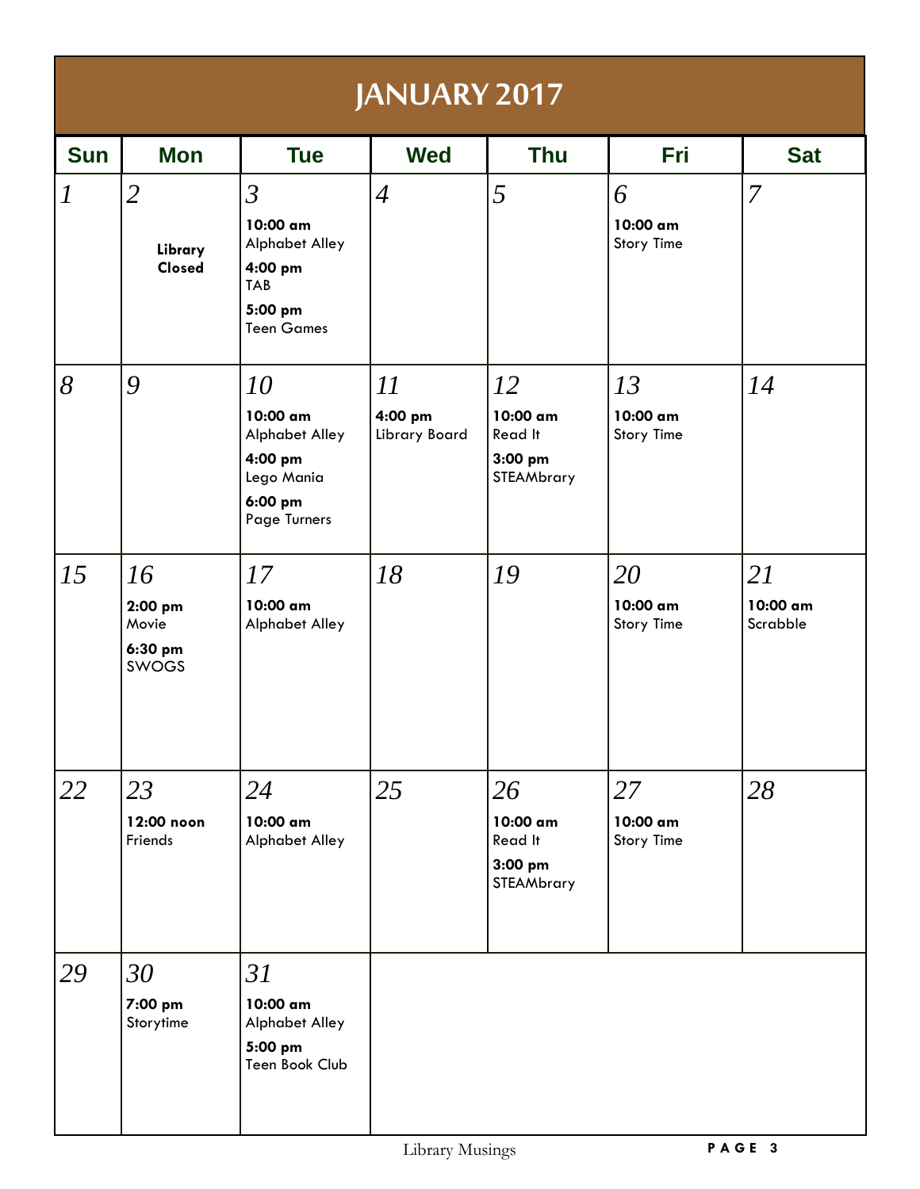# JANUARY 2017

| Sun | Mon | Tue | Wed | Thu | Fri | Sat |
|---|---|---|---|---|---|---|
| 1 | 2<br>**Library Closed** | 3<br>**10:00 am** Alphabet Alley<br>**4:00 pm** TAB<br>**5:00 pm** Teen Games | 4 | 5 | 6<br>**10:00 am** Story Time | 7 |
| 8 | 9 | 10<br>**10:00 am** Alphabet Alley<br>**4:00 pm** Lego Mania<br>**6:00 pm** Page Turners | 11<br>**4:00 pm** Library Board | 12<br>**10:00 am** Read It<br>**3:00 pm** STEAMbrary | 13<br>**10:00 am** Story Time | 14 |
| 15 | 16<br>**2:00 pm** Movie<br>**6:30 pm** SWOGS | 17<br>**10:00 am** Alphabet Alley | 18 | 19 | 20<br>**10:00 am** Story Time | 21<br>**10:00 am** Scrabble |
| 22 | 23<br>**12:00 noon** Friends | 24<br>**10:00 am** Alphabet Alley | 25 | 26<br>**10:00 am** Read It<br>**3:00 pm** STEAMbrary | 27<br>**10:00 am** Story Time | 28 |
| 29 | 30<br>**7:00 pm** Storytime | 31<br>**10:00 am** Alphabet Alley<br>**5:00 pm** Teen Book Club | | | | |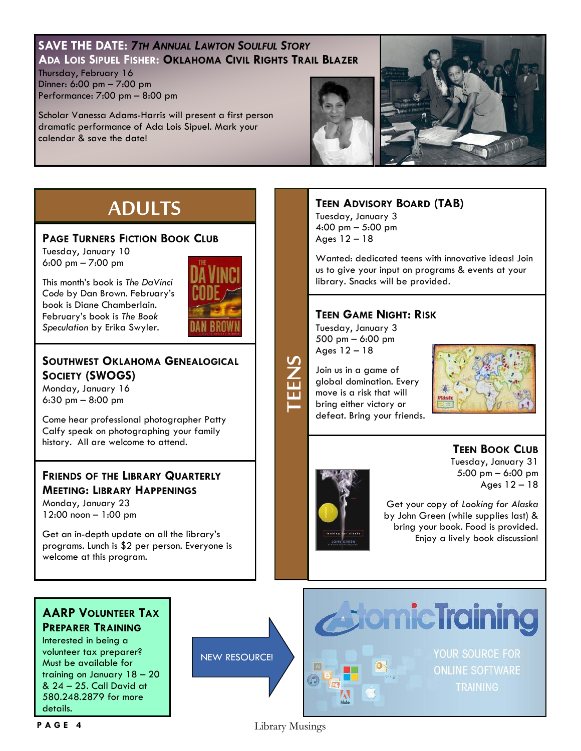## SAVE THE DATE: *7TH ANNUAL LAWTON SOULFUL STORY*

## ADA LOIS SIPUEL FISHER: OKLAHOMA CIVIL RIGHTS TRAIL BLAZER

Thursday, February 16
Dinner: 6:00 pm – 7:00 pm
Performance: 7:00 pm – 8:00 pm

Scholar Vanessa Adams-Harris will present a first person dramatic performance of Ada Lois Sipuel. Mark your calendar & save the date!

# ADULTS

### PAGE TURNERS FICTION BOOK CLUB

Tuesday, January 10
6:00 pm – 7:00 pm

This month's book is *The DaVinci Code* by Dan Brown. February's book is Diane Chamberlain. February's book is *The Book Speculation* by Erika Swyler.

### SOUTHWEST OKLAHOMA GENEALOGICAL SOCIETY (SWOGS)

Monday, January 16
6:30 pm – 8:00 pm

Come hear professional photographer Patty Calfy speak on photographing your family history. All are welcome to attend.

### FRIENDS OF THE LIBRARY QUARTERLY MEETING: LIBRARY HAPPENINGS

Monday, January 23
12:00 noon – 1:00 pm

Get an in-depth update on all the library's programs. Lunch is $2 per person. Everyone is welcome at this program.

# TEENS

### TEEN ADVISORY BOARD (TAB)

Tuesday, January 3
4:00 pm – 5:00 pm
Ages 12 – 18

Wanted: dedicated teens with innovative ideas! Join us to give your input on programs & events at your library. Snacks will be provided.

### TEEN GAME NIGHT: RISK

Tuesday, January 3
500 pm – 6:00 pm
Ages 12 – 18

Join us in a game of global domination. Every move is a risk that will bring either victory or defeat. Bring your friends.

### TEEN BOOK CLUB

Tuesday, January 31
5:00 pm – 6:00 pm
Ages 12 – 18

Get your copy of *Looking for Alaska* by John Green (while supplies last) & bring your book. Food is provided. Enjoy a lively book discussion!

### AARP VOLUNTEER TAX PREPARER TRAINING

Interested in being a volunteer tax preparer? Must be available for training on January 18 – 20 & 24 – 25. Call David at 580.248.2879 for more details.

NEW RESOURCE!

AtomicTraining

YOUR SOURCE FOR ONLINE SOFTWARE TRAINING